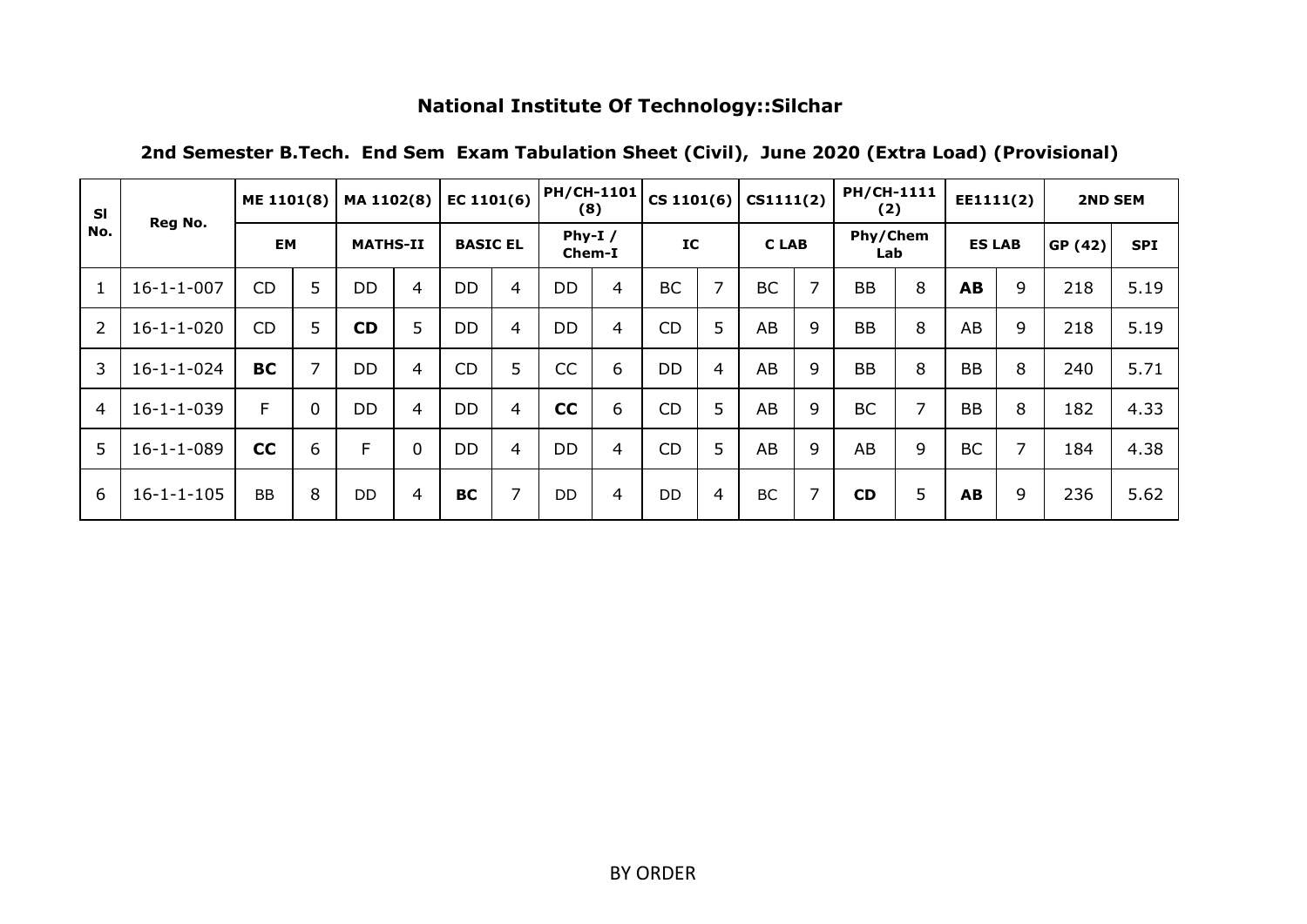## National Institute Of Technology::Silchar

### 2nd Semester B.Tech. End Sem Exam Tabulation Sheet (Civil), June 2020 (Extra Load) (Provisional)

| Sl No. | Reg No. | ME 1101(8) | | MA 1102(8) | | EC 1101(6) | | PH/CH-1101 (8) | | CS 1101(6) | | CS1111(2) | | PH/CH-1111 (2) | | EE1111(2) | | 2ND SEM | |
|---|---|---|---|---|---|---|---|---|---|---|---|---|---|---|---|---|---|---|---|
| | | EM | | MATHS-II | | BASIC EL | | Phy-I / Chem-I | | IC | | C LAB | | Phy/Chem Lab | | ES LAB | | GP (42) | SPI |
| 1 | 16-1-1-007 | CD | 5 | DD | 4 | DD | 4 | DD | 4 | BC | 7 | BC | 7 | BB | 8 | **AB** | 9 | 218 | 5.19 |
| 2 | 16-1-1-020 | CD | 5 | **CD** | 5 | DD | 4 | DD | 4 | CD | 5 | AB | 9 | BB | 8 | AB | 9 | 218 | 5.19 |
| 3 | 16-1-1-024 | **BC** | 7 | DD | 4 | CD | 5 | CC | 6 | DD | 4 | AB | 9 | BB | 8 | BB | 8 | 240 | 5.71 |
| 4 | 16-1-1-039 | F | 0 | DD | 4 | DD | 4 | **CC** | 6 | CD | 5 | AB | 9 | BC | 7 | BB | 8 | 182 | 4.33 |
| 5 | 16-1-1-089 | **CC** | 6 | F | 0 | DD | 4 | DD | 4 | CD | 5 | AB | 9 | AB | 9 | BC | 7 | 184 | 4.38 |
| 6 | 16-1-1-105 | BB | 8 | DD | 4 | **BC** | 7 | DD | 4 | DD | 4 | BC | 7 | **CD** | 5 | **AB** | 9 | 236 | 5.62 |

BY ORDER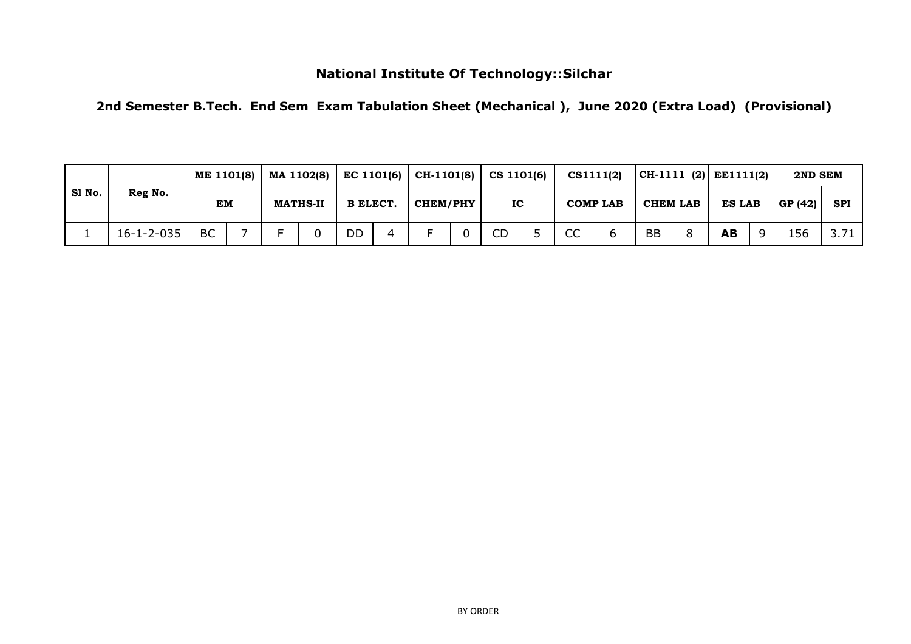**National Institute Of Technology::Silchar**

**2nd Semester B.Tech. End Sem Exam Tabulation Sheet (Mechanical ), June 2020 (Extra Load) (Provisional)**

| Sl No. | Reg No. | ME 1101(8) | | MA 1102(8) | | EC 1101(6) | | CH-1101(8) | | CS 1101(6) | | CS1111(2) | | CH-1111 (2) | | EE1111(2) | | 2ND SEM | |
|---|---|---|---|---|---|---|---|---|---|---|---|---|---|---|---|---|---|---|---|
| | | EM | | MATHS-II | | B ELECT. | | CHEM/PHY | | IC | | COMP LAB | | CHEM LAB | | ES LAB | | GP (42) | SPI |
| 1 | 16-1-2-035 | BC | 7 | F | 0 | DD | 4 | F | 0 | CD | 5 | CC | 6 | BB | 8 | **AB** | 9 | 156 | 3.71 |

BY ORDER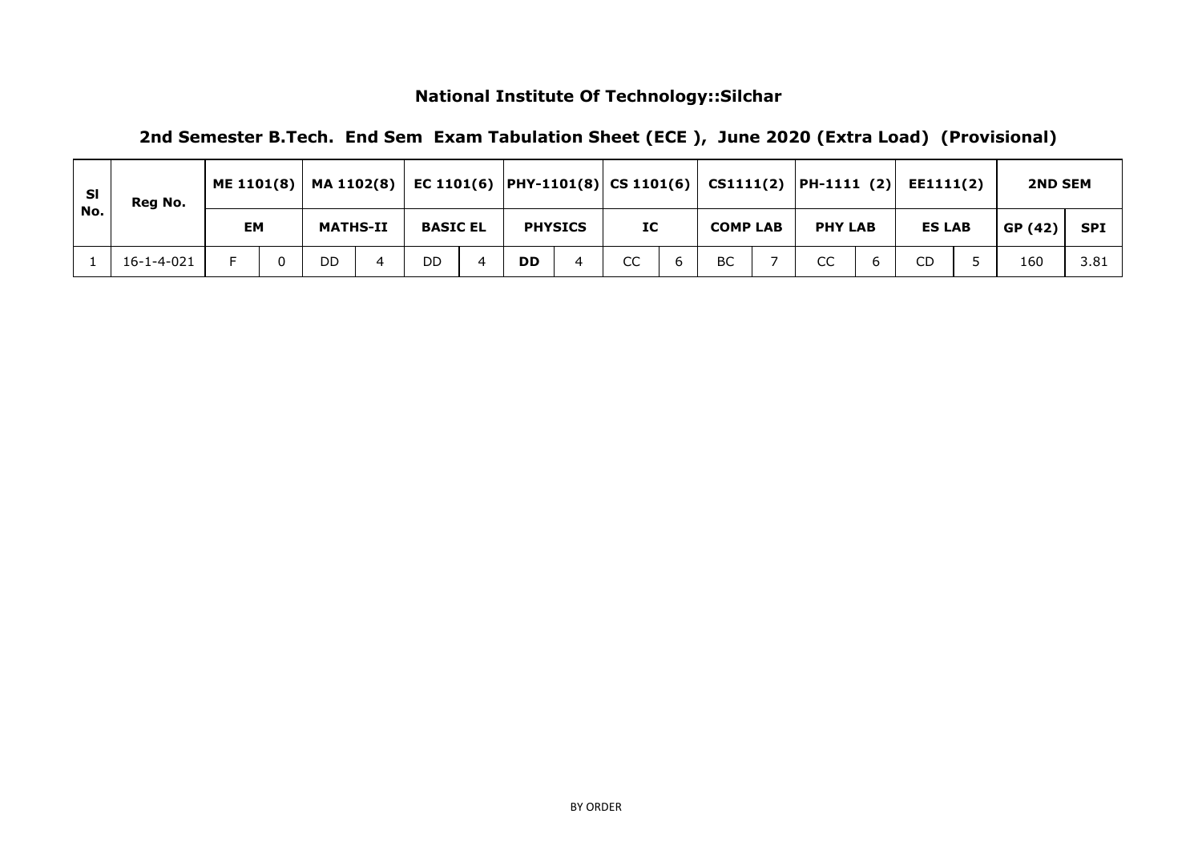**National Institute Of Technology::Silchar**

**2nd Semester B.Tech. End Sem Exam Tabulation Sheet (ECE ), June 2020 (Extra Load) (Provisional)**

| Sl No. | Reg No. | ME 1101(8) | | MA 1102(8) | | EC 1101(6) | | PHY-1101(8) | | CS 1101(6) | | CS1111(2) | | PH-1111 (2) | | EE1111(2) | | 2ND SEM | |
|---|---|---|---|---|---|---|---|---|---|---|---|---|---|---|---|---|---|---|---|
| | | EM | | MATHS-II | | BASIC EL | | PHYSICS | | IC | | COMP LAB | | PHY LAB | | ES LAB | | GP (42) | SPI |
| 1 | 16-1-4-021 | F | 0 | DD | 4 | DD | 4 | **DD** | 4 | CC | 6 | BC | 7 | CC | 6 | CD | 5 | 160 | 3.81 |

BY ORDER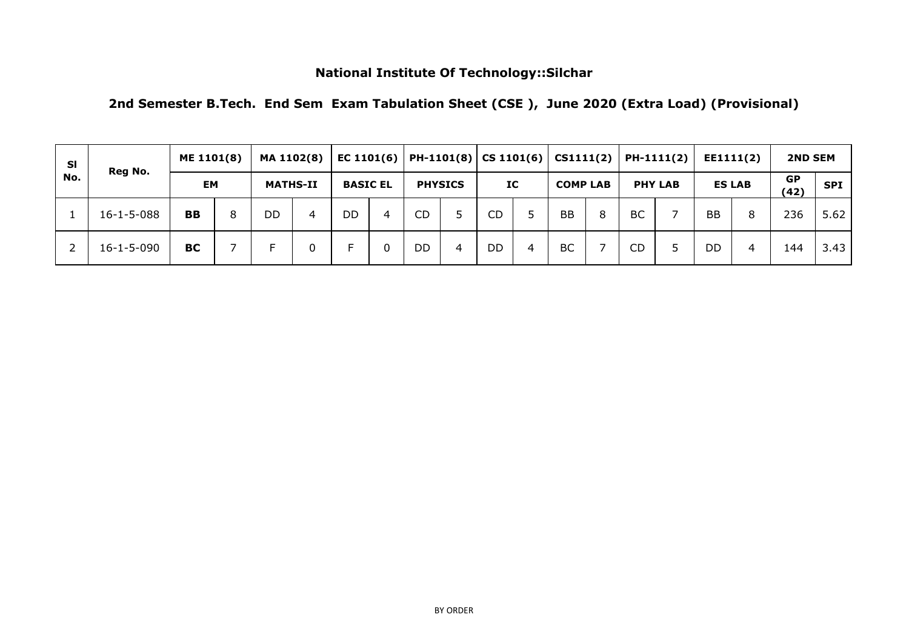# National Institute Of Technology::Silchar

## 2nd Semester B.Tech. End Sem Exam Tabulation Sheet (CSE ), June 2020 (Extra Load) (Provisional)

| Sl No. | Reg No. | ME 1101(8) | | MA 1102(8) | | EC 1101(6) | | PH-1101(8) | | CS 1101(6) | | CS1111(2) | | PH-1111(2) | | EE1111(2) | | 2ND SEM | |
|---|---|---|---|---|---|---|---|---|---|---|---|---|---|---|---|---|---|---|---|
| | | EM | | MATHS-II | | BASIC EL | | PHYSICS | | IC | | COMP LAB | | PHY LAB | | ES LAB | | GP (42) | SPI |
| 1 | 16-1-5-088 | **BB** | 8 | DD | 4 | DD | 4 | CD | 5 | CD | 5 | BB | 8 | BC | 7 | BB | 8 | 236 | 5.62 |
| 2 | 16-1-5-090 | **BC** | 7 | F | 0 | F | 0 | DD | 4 | DD | 4 | BC | 7 | CD | 5 | DD | 4 | 144 | 3.43 |

BY ORDER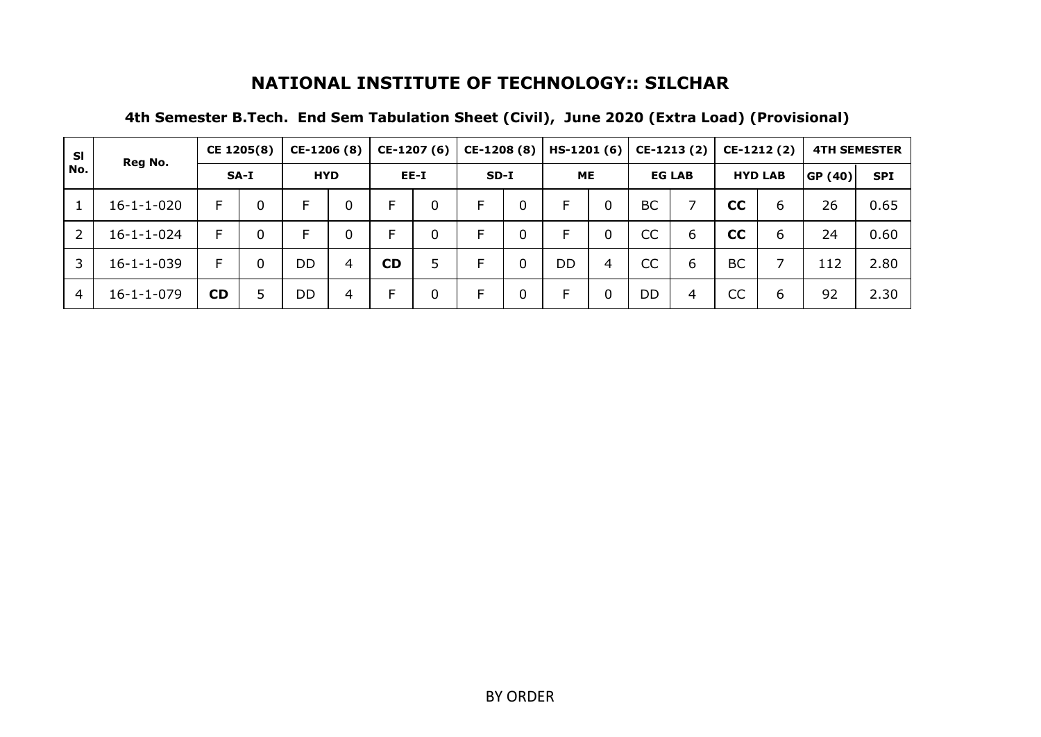# NATIONAL INSTITUTE OF TECHNOLOGY:: SILCHAR

## 4th Semester B.Tech. End Sem Tabulation Sheet (Civil), June 2020 (Extra Load) (Provisional)

| Sl No. | Reg No. | CE 1205(8) | | CE-1206 (8) | | CE-1207 (6) | | CE-1208 (8) | | HS-1201 (6) | | CE-1213 (2) | | CE-1212 (2) | | 4TH SEMESTER | |
|---|---|---|---|---|---|---|---|---|---|---|---|---|---|---|---|---|---|
| | | SA-I | | HYD | | EE-I | | SD-I | | ME | | EG LAB | | HYD LAB | | GP (40) | SPI |
| 1 | 16-1-1-020 | F | 0 | F | 0 | F | 0 | F | 0 | F | 0 | BC | 7 | **CC** | 6 | 26 | 0.65 |
| 2 | 16-1-1-024 | F | 0 | F | 0 | F | 0 | F | 0 | F | 0 | CC | 6 | **CC** | 6 | 24 | 0.60 |
| 3 | 16-1-1-039 | F | 0 | DD | 4 | **CD** | 5 | F | 0 | DD | 4 | CC | 6 | BC | 7 | 112 | 2.80 |
| 4 | 16-1-1-079 | **CD** | 5 | DD | 4 | F | 0 | F | 0 | F | 0 | DD | 4 | CC | 6 | 92 | 2.30 |

BY ORDER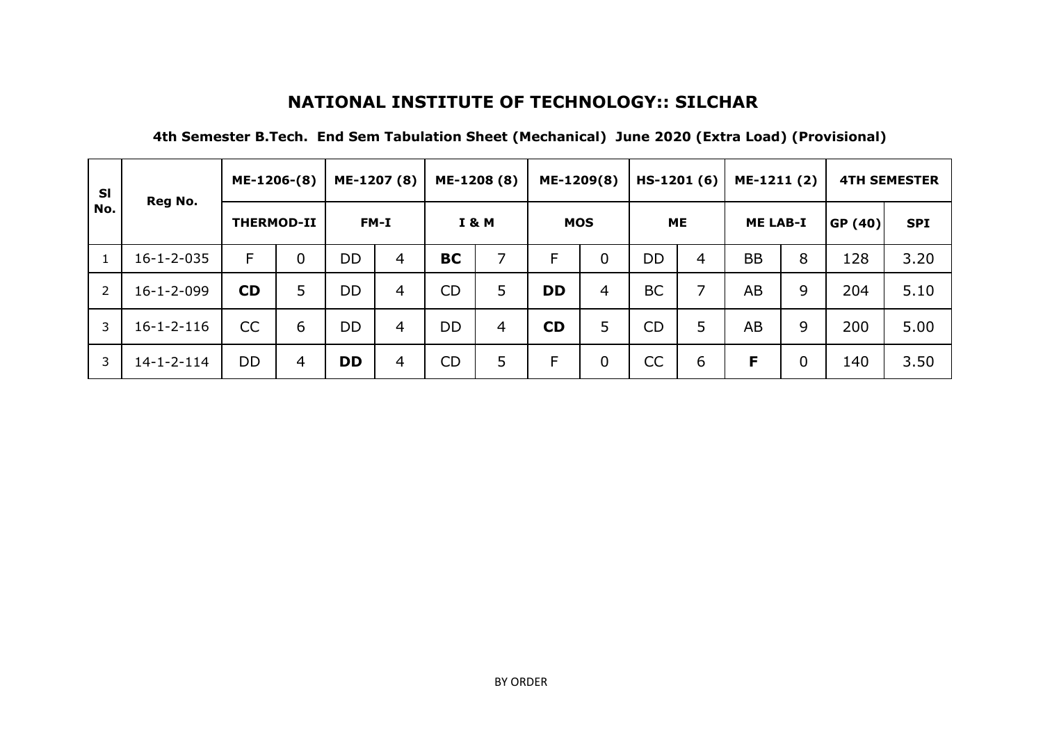# NATIONAL INSTITUTE OF TECHNOLOGY:: SILCHAR

**4th Semester B.Tech. End Sem Tabulation Sheet (Mechanical) June 2020 (Extra Load) (Provisional)**

| Sl No. | Reg No. | ME-1206-(8) | | ME-1207 (8) | | ME-1208 (8) | | ME-1209(8) | | HS-1201 (6) | | ME-1211 (2) | | 4TH SEMESTER | |
|---|---|---|---|---|---|---|---|---|---|---|---|---|---|---|---|
| | | THERMOD-II | | FM-I | | I & M | | MOS | | ME | | ME LAB-I | | GP (40) | SPI |
| 1 | 16-1-2-035 | F | 0 | DD | 4 | **BC** | 7 | F | 0 | DD | 4 | BB | 8 | 128 | 3.20 |
| 2 | 16-1-2-099 | **CD** | 5 | DD | 4 | CD | 5 | **DD** | 4 | BC | 7 | AB | 9 | 204 | 5.10 |
| 3 | 16-1-2-116 | CC | 6 | DD | 4 | DD | 4 | **CD** | 5 | CD | 5 | AB | 9 | 200 | 5.00 |
| 3 | 14-1-2-114 | DD | 4 | **DD** | 4 | CD | 5 | F | 0 | CC | 6 | **F** | 0 | 140 | 3.50 |

BY ORDER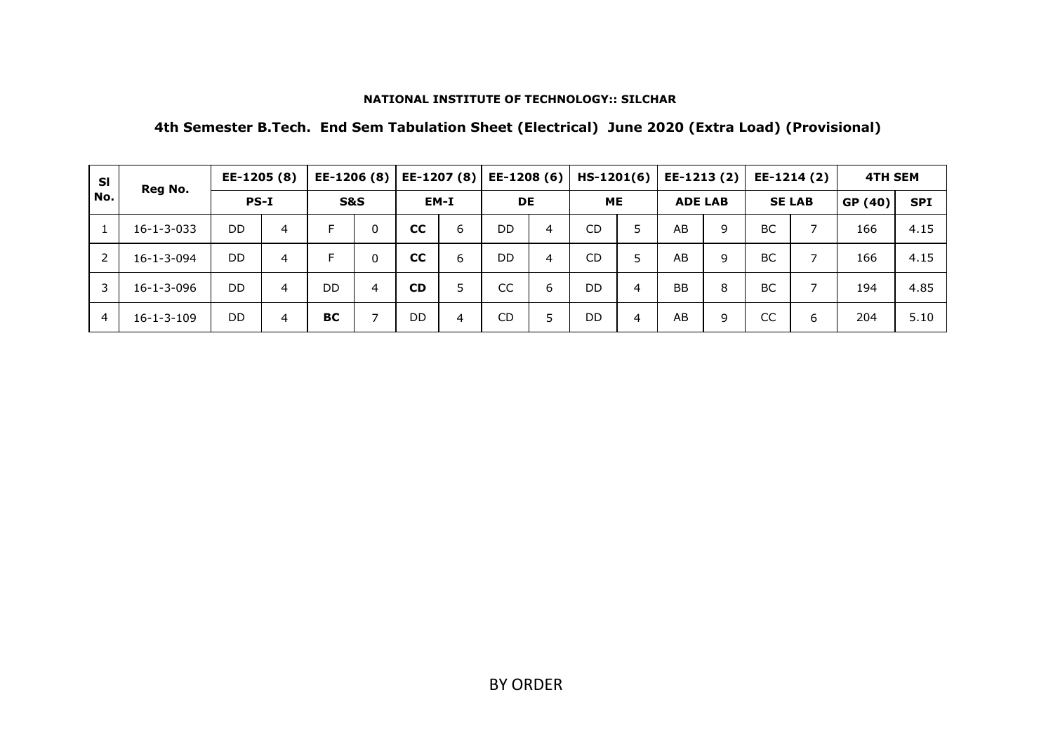**NATIONAL INSTITUTE OF TECHNOLOGY:: SILCHAR**

**4th Semester B.Tech. End Sem Tabulation Sheet (Electrical) June 2020 (Extra Load) (Provisional)**

| Sl No. | Reg No. | EE-1205 (8) | | EE-1206 (8) | | EE-1207 (8) | | EE-1208 (6) | | HS-1201(6) | | EE-1213 (2) | | EE-1214 (2) | | 4TH SEM | |
|---|---|---|---|---|---|---|---|---|---|---|---|---|---|---|---|---|---|
| | | PS-I | | S&S | | EM-I | | DE | | ME | | ADE LAB | | SE LAB | | GP (40) | SPI |
| 1 | 16-1-3-033 | DD | 4 | F | 0 | **CC** | 6 | DD | 4 | CD | 5 | AB | 9 | BC | 7 | 166 | 4.15 |
| 2 | 16-1-3-094 | DD | 4 | F | 0 | **CC** | 6 | DD | 4 | CD | 5 | AB | 9 | BC | 7 | 166 | 4.15 |
| 3 | 16-1-3-096 | DD | 4 | DD | 4 | **CD** | 5 | CC | 6 | DD | 4 | BB | 8 | BC | 7 | 194 | 4.85 |
| 4 | 16-1-3-109 | DD | 4 | **BC** | 7 | DD | 4 | CD | 5 | DD | 4 | AB | 9 | CC | 6 | 204 | 5.10 |

BY ORDER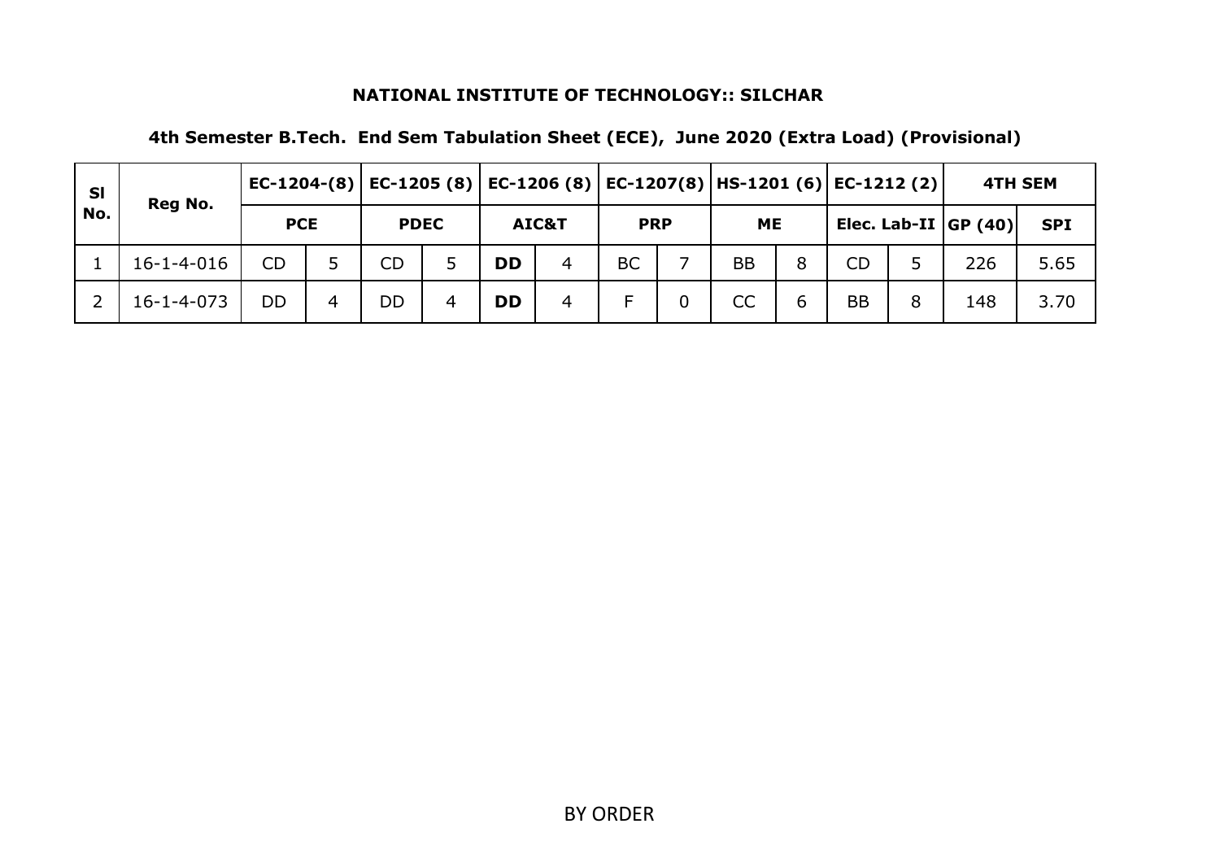**NATIONAL INSTITUTE OF TECHNOLOGY:: SILCHAR**

**4th Semester B.Tech. End Sem Tabulation Sheet (ECE), June 2020 (Extra Load) (Provisional)**

| Sl No. | Reg No. | EC-1204-(8) | | EC-1205 (8) | | EC-1206 (8) | | EC-1207(8) | | HS-1201 (6) | | EC-1212 (2) | | 4TH SEM | |
|---|---|---|---|---|---|---|---|---|---|---|---|---|---|---|---|
| | | PCE | | PDEC | | AIC&T | | PRP | | ME | | Elec. Lab-II | | GP (40) | SPI |
| 1 | 16-1-4-016 | CD | 5 | CD | 5 | **DD** | 4 | BC | 7 | BB | 8 | CD | 5 | 226 | 5.65 |
| 2 | 16-1-4-073 | DD | 4 | DD | 4 | **DD** | 4 | F | 0 | CC | 6 | BB | 8 | 148 | 3.70 |

BY ORDER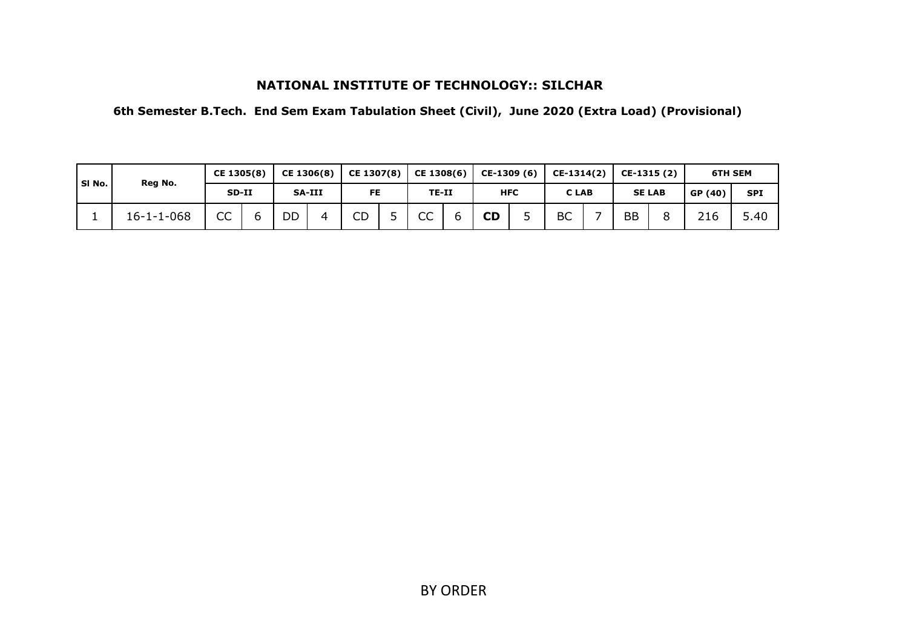**NATIONAL INSTITUTE OF TECHNOLOGY:: SILCHAR**

**6th Semester B.Tech. End Sem Exam Tabulation Sheet (Civil), June 2020 (Extra Load) (Provisional)**

| Sl No. | Reg No. | CE 1305(8) | | CE 1306(8) | | CE 1307(8) | | CE 1308(6) | | CE-1309 (6) | | CE-1314(2) | | CE-1315 (2) | | 6TH SEM | |
|---|---|---|---|---|---|---|---|---|---|---|---|---|---|---|---|---|---|
| | | SD-II | | SA-III | | FE | | TE-II | | HFC | | C LAB | | SE LAB | | GP (40) | SPI |
| 1 | 16-1-1-068 | CC | 6 | DD | 4 | CD | 5 | CC | 6 | **CD** | 5 | BC | 7 | BB | 8 | 216 | 5.40 |

BY ORDER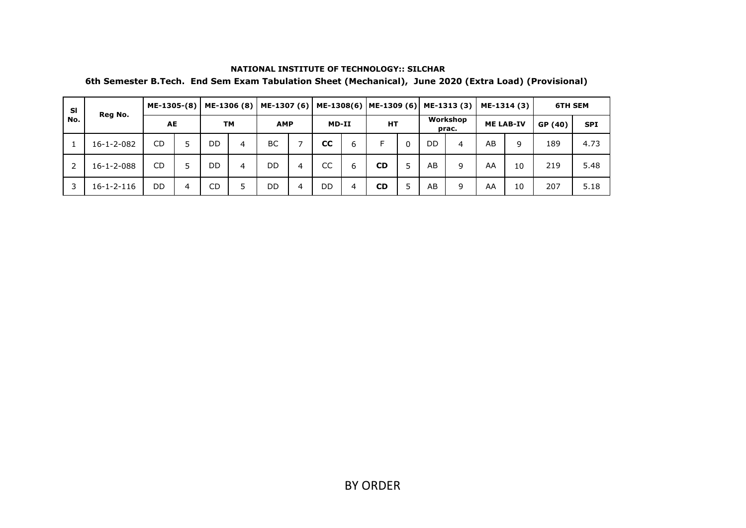**NATIONAL INSTITUTE OF TECHNOLOGY:: SILCHAR**

**6th Semester B.Tech. End Sem Exam Tabulation Sheet (Mechanical), June 2020 (Extra Load) (Provisional)**

| Sl No. | Reg No. | ME-1305-(8) | | ME-1306 (8) | | ME-1307 (6) | | ME-1308(6) | | ME-1309 (6) | | ME-1313 (3) | | ME-1314 (3) | | 6TH SEM | |
|---|---|---|---|---|---|---|---|---|---|---|---|---|---|---|---|---|---|
| | | AE | | TM | | AMP | | MD-II | | HT | | Workshop prac. | | ME LAB-IV | | GP (40) | SPI |
| 1 | 16-1-2-082 | CD | 5 | DD | 4 | BC | 7 | **CC** | 6 | F | 0 | DD | 4 | AB | 9 | 189 | 4.73 |
| 2 | 16-1-2-088 | CD | 5 | DD | 4 | DD | 4 | CC | 6 | **CD** | 5 | AB | 9 | AA | 10 | 219 | 5.48 |
| 3 | 16-1-2-116 | DD | 4 | CD | 5 | DD | 4 | DD | 4 | **CD** | 5 | AB | 9 | AA | 10 | 207 | 5.18 |

BY ORDER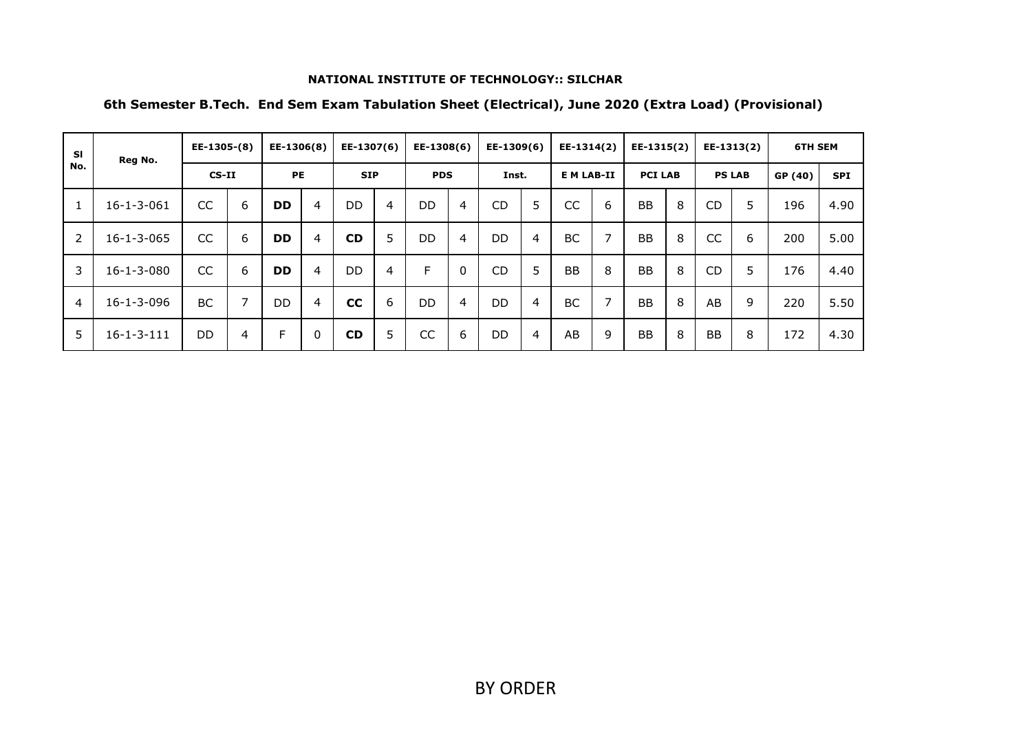**NATIONAL INSTITUTE OF TECHNOLOGY:: SILCHAR**

**6th Semester B.Tech. End Sem Exam Tabulation Sheet (Electrical), June 2020 (Extra Load) (Provisional)**

| Sl No. | Reg No. | EE-1305-(8) | | EE-1306(8) | | EE-1307(6) | | EE-1308(6) | | EE-1309(6) | | EE-1314(2) | | EE-1315(2) | | EE-1313(2) | | 6TH SEM | |
|---|---|---|---|---|---|---|---|---|---|---|---|---|---|---|---|---|---|---|---|
| | | CS-II | | PE | | SIP | | PDS | | Inst. | | E M LAB-II | | PCI LAB | | PS LAB | | GP (40) | SPI |
| 1 | 16-1-3-061 | CC | 6 | **DD** | 4 | DD | 4 | DD | 4 | CD | 5 | CC | 6 | BB | 8 | CD | 5 | 196 | 4.90 |
| 2 | 16-1-3-065 | CC | 6 | **DD** | 4 | **CD** | 5 | DD | 4 | DD | 4 | BC | 7 | BB | 8 | CC | 6 | 200 | 5.00 |
| 3 | 16-1-3-080 | CC | 6 | **DD** | 4 | DD | 4 | F | 0 | CD | 5 | BB | 8 | BB | 8 | CD | 5 | 176 | 4.40 |
| 4 | 16-1-3-096 | BC | 7 | DD | 4 | **CC** | 6 | DD | 4 | DD | 4 | BC | 7 | BB | 8 | AB | 9 | 220 | 5.50 |
| 5 | 16-1-3-111 | DD | 4 | F | 0 | **CD** | 5 | CC | 6 | DD | 4 | AB | 9 | BB | 8 | BB | 8 | 172 | 4.30 |

BY ORDER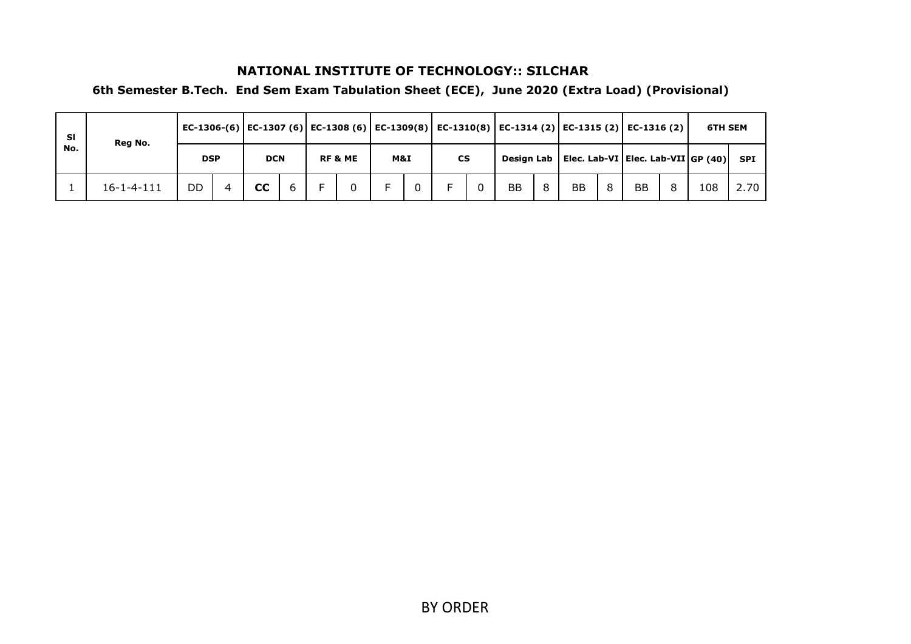**NATIONAL INSTITUTE OF TECHNOLOGY:: SILCHAR**

**6th Semester B.Tech. End Sem Exam Tabulation Sheet (ECE), June 2020 (Extra Load) (Provisional)**

| Sl No. | Reg No. | EC-1306-(6) | | EC-1307 (6) | | EC-1308 (6) | | EC-1309(8) | | EC-1310(8) | | EC-1314 (2) | | EC-1315 (2) | | EC-1316 (2) | | 6TH SEM | |
|---|---|---|---|---|---|---|---|---|---|---|---|---|---|---|---|---|---|---|---|
| | | DSP | | DCN | | RF & ME | | M&I | | CS | | Design Lab | | Elec. Lab-VI | | Elec. Lab-VII | | GP (40) | SPI |
| 1 | 16-1-4-111 | DD | 4 | **CC** | 6 | F | 0 | F | 0 | F | 0 | BB | 8 | BB | 8 | BB | 8 | 108 | 2.70 |

BY ORDER